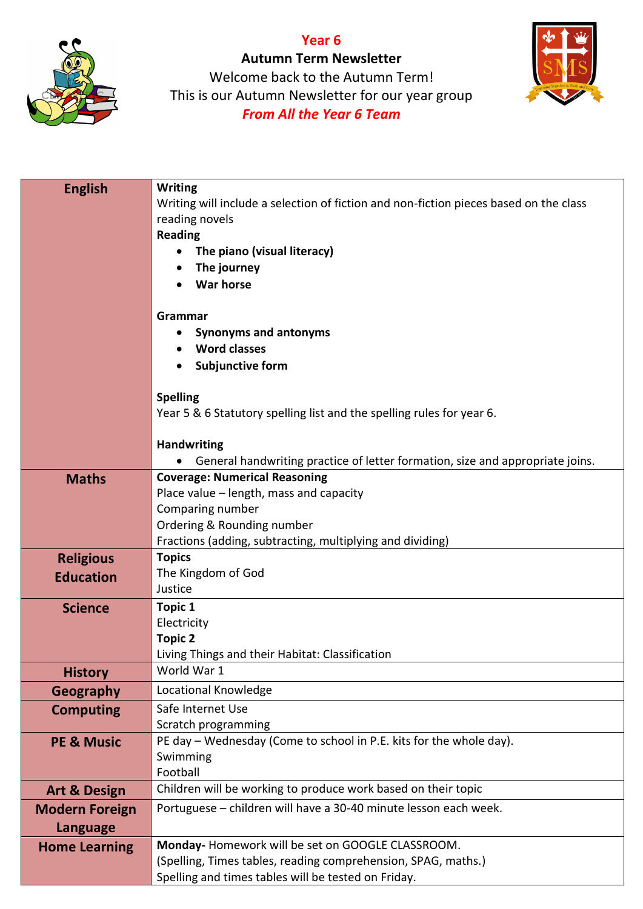# Year 6

## Autumn Term Newsletter

Welcome back to the Autumn Term!

This is our Autumn Newsletter for our year group

***From All the Year 6 Team***

| | |
|---|---|
| **English** | **Writing**<br>Writing will include a selection of fiction and non-fiction pieces based on the class reading novels<br>**Reading**<br>• **The piano (visual literacy)**<br>• **The journey**<br>• **War horse**<br><br>**Grammar**<br>• **Synonyms and antonyms**<br>• **Word classes**<br>• **Subjunctive form**<br><br>**Spelling**<br>Year 5 & 6 Statutory spelling list and the spelling rules for year 6.<br><br>**Handwriting**<br>• General handwriting practice of letter formation, size and appropriate joins. |
| **Maths** | **Coverage: Numerical Reasoning**<br>Place value – length, mass and capacity<br>Comparing number<br>Ordering & Rounding number<br>Fractions (adding, subtracting, multiplying and dividing) |
| **Religious Education** | **Topics**<br>The Kingdom of God<br>Justice |
| **Science** | **Topic 1**<br>Electricity<br>**Topic 2**<br>Living Things and their Habitat: Classification |
| **History** | World War 1 |
| **Geography** | Locational Knowledge |
| **Computing** | Safe Internet Use<br>Scratch programming |
| **PE & Music** | PE day – Wednesday (Come to school in P.E. kits for the whole day).<br>Swimming<br>Football |
| **Art & Design** | Children will be working to produce work based on their topic |
| **Modern Foreign Language** | Portuguese – children will have a 30-40 minute lesson each week. |
| **Home Learning** | **Monday-** Homework will be set on GOOGLE CLASSROOM.<br>(Spelling, Times tables, reading comprehension, SPAG, maths.)<br>Spelling and times tables will be tested on Friday. |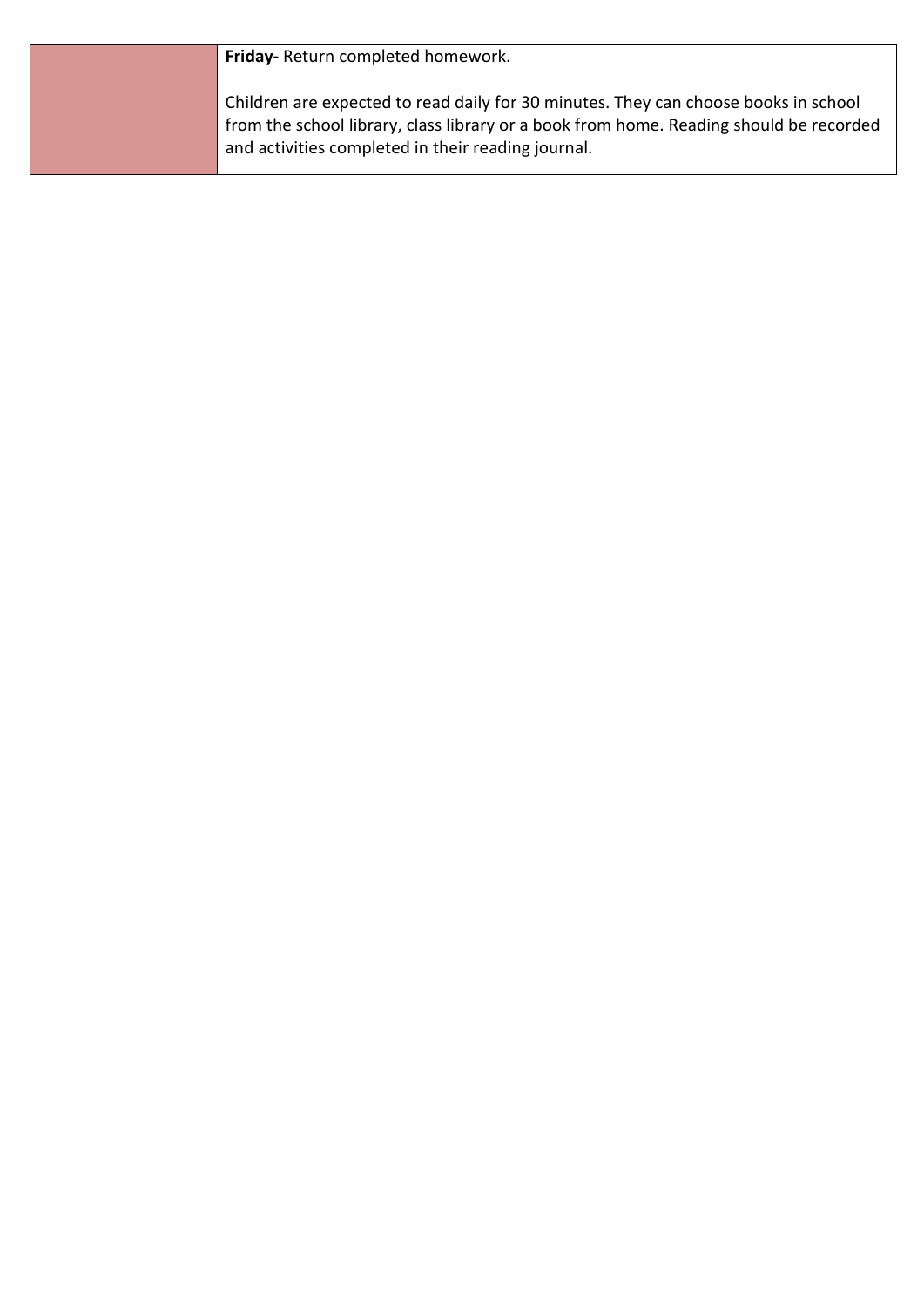| | |
|---|---|
| | **Friday-** Return completed homework.<br><br>Children are expected to read daily for 30 minutes. They can choose books in school from the school library, class library or a book from home. Reading should be recorded and activities completed in their reading journal. |